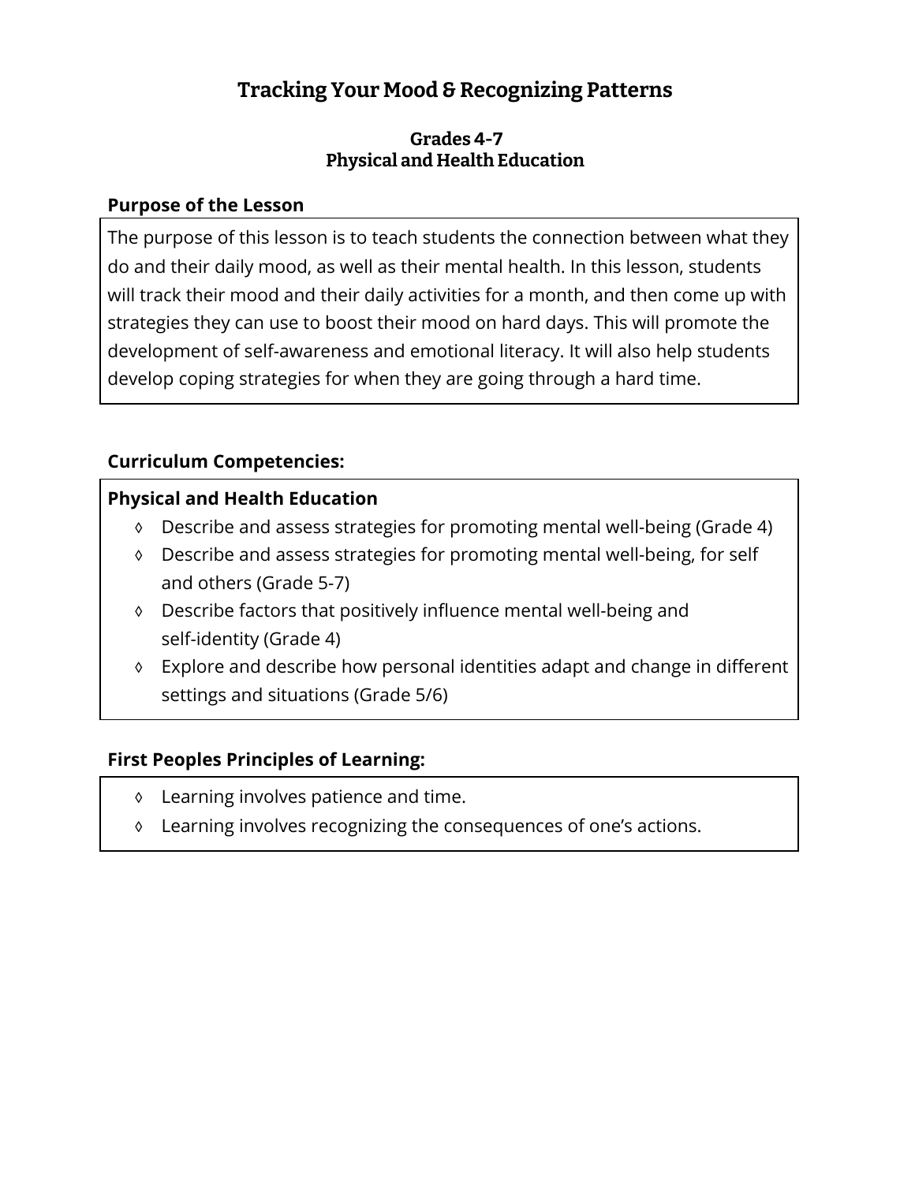# Tracking Your Mood & Recognizing Patterns

### Grades 4-7
### Physical and Health Education

**Purpose of the Lesson**

The purpose of this lesson is to teach students the connection between what they do and their daily mood, as well as their mental health. In this lesson, students will track their mood and their daily activities for a month, and then come up with strategies they can use to boost their mood on hard days. This will promote the development of self-awareness and emotional literacy. It will also help students develop coping strategies for when they are going through a hard time.

**Curriculum Competencies:**

**Physical and Health Education**

- Describe and assess strategies for promoting mental well-being (Grade 4)
- Describe and assess strategies for promoting mental well-being, for self and others (Grade 5-7)
- Describe factors that positively influence mental well-being and self-identity (Grade 4)
- Explore and describe how personal identities adapt and change in different settings and situations (Grade 5/6)

**First Peoples Principles of Learning:**

- Learning involves patience and time.
- Learning involves recognizing the consequences of one's actions.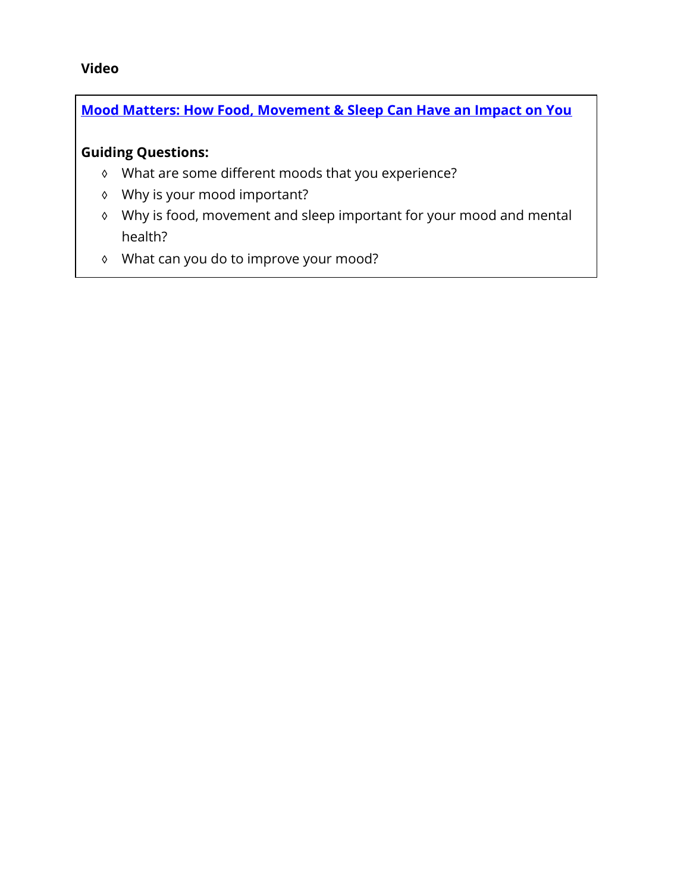**Video**

**Mood Matters: How Food, Movement & Sleep Can Have an Impact on You**

**Guiding Questions:**

- What are some different moods that you experience?
- Why is your mood important?
- Why is food, movement and sleep important for your mood and mental health?
- What can you do to improve your mood?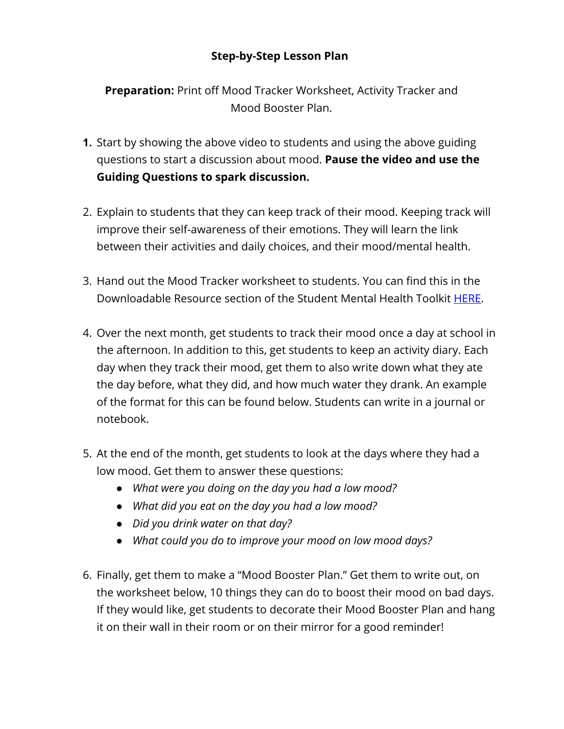# Step-by-Step Lesson Plan

**Preparation:** Print off Mood Tracker Worksheet, Activity Tracker and Mood Booster Plan.

1. Start by showing the above video to students and using the above guiding questions to start a discussion about mood. **Pause the video and use the Guiding Questions to spark discussion.**

2. Explain to students that they can keep track of their mood. Keeping track will improve their self-awareness of their emotions. They will learn the link between their activities and daily choices, and their mood/mental health.

3. Hand out the Mood Tracker worksheet to students. You can find this in the Downloadable Resource section of the Student Mental Health Toolkit HERE.

4. Over the next month, get students to track their mood once a day at school in the afternoon. In addition to this, get students to keep an activity diary. Each day when they track their mood, get them to also write down what they ate the day before, what they did, and how much water they drank. An example of the format for this can be found below. Students can write in a journal or notebook.

5. At the end of the month, get students to look at the days where they had a low mood. Get them to answer these questions:
   - *What were you doing on the day you had a low mood?*
   - *What did you eat on the day you had a low mood?*
   - *Did you drink water on that day?*
   - *What could you do to improve your mood on low mood days?*

6. Finally, get them to make a "Mood Booster Plan." Get them to write out, on the worksheet below, 10 things they can do to boost their mood on bad days. If they would like, get students to decorate their Mood Booster Plan and hang it on their wall in their room or on their mirror for a good reminder!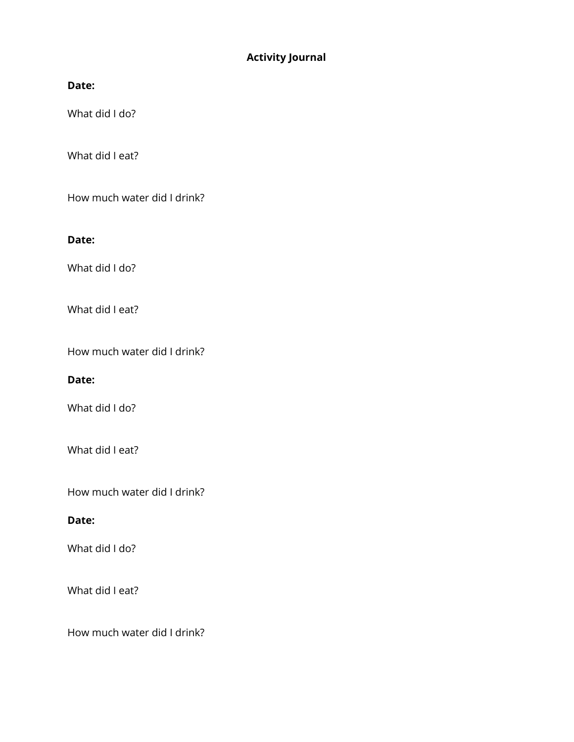# Activity Journal

**Date:**

What did I do?

What did I eat?

How much water did I drink?

**Date:**

What did I do?

What did I eat?

How much water did I drink?

**Date:**

What did I do?

What did I eat?

How much water did I drink?

**Date:**

What did I do?

What did I eat?

How much water did I drink?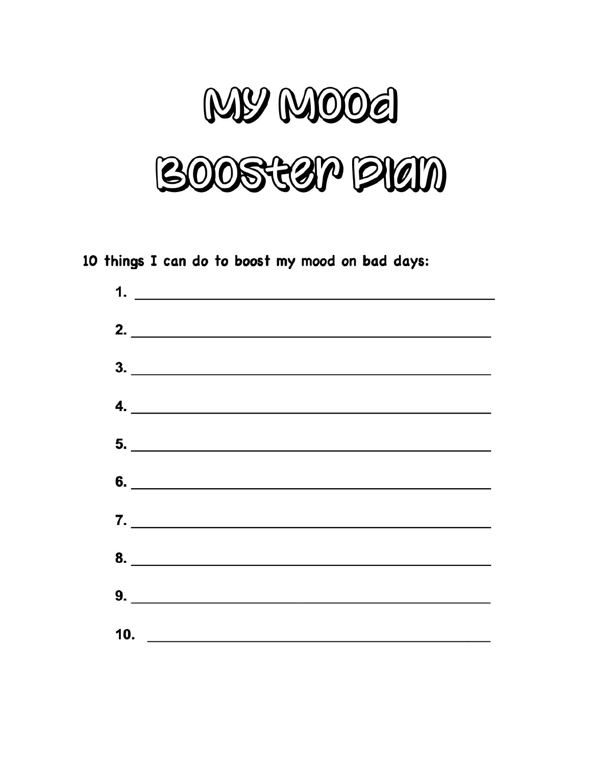# My Mood Booster Plan

**10 things I can do to boost my mood on bad days:**

1. ______________________________________________

2. ______________________________________________

3. ______________________________________________

4. ______________________________________________

5. ______________________________________________

6. ______________________________________________

7. ______________________________________________

8. ______________________________________________

9. ______________________________________________

10. ______________________________________________